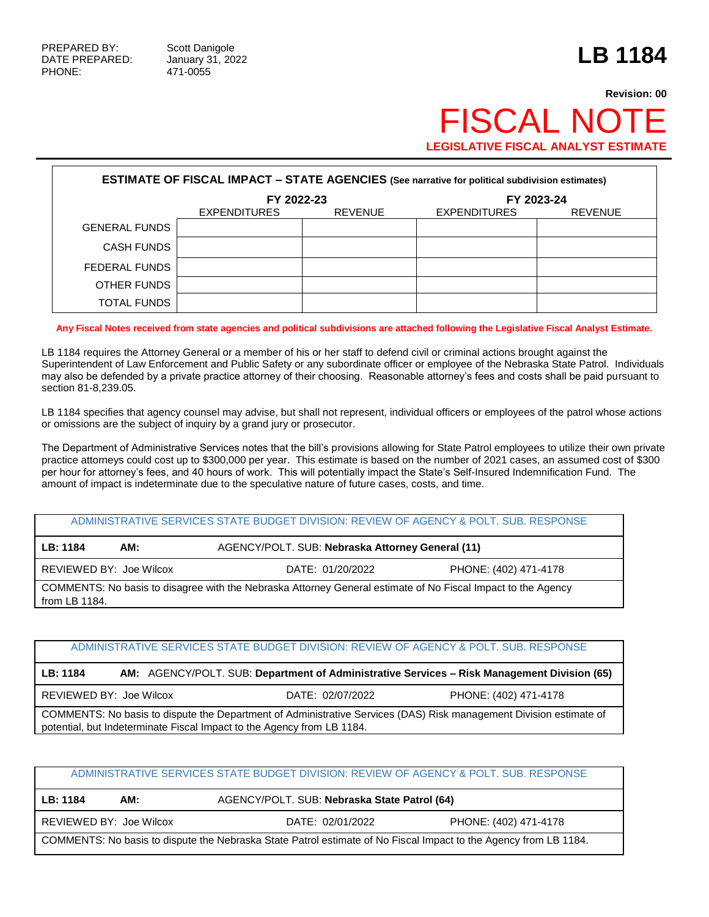PREPARED BY: Scott Danigole
DATE PREPARED: January 31, 2022
PHONE: 471-0055

# LB 1184

**Revision: 00**

# FISCAL NOTE

**LEGISLATIVE FISCAL ANALYST ESTIMATE**

| ESTIMATE OF FISCAL IMPACT – STATE AGENCIES (See narrative for political subdivision estimates) | | | | |
|---|---|---|---|---|
| | FY 2022-23 | | FY 2023-24 | |
| | EXPENDITURES | REVENUE | EXPENDITURES | REVENUE |
| GENERAL FUNDS | | | | |
| CASH FUNDS | | | | |
| FEDERAL FUNDS | | | | |
| OTHER FUNDS | | | | |
| TOTAL FUNDS | | | | |

**Any Fiscal Notes received from state agencies and political subdivisions are attached following the Legislative Fiscal Analyst Estimate.**

LB 1184 requires the Attorney General or a member of his or her staff to defend civil or criminal actions brought against the Superintendent of Law Enforcement and Public Safety or any subordinate officer or employee of the Nebraska State Patrol. Individuals may also be defended by a private practice attorney of their choosing. Reasonable attorney's fees and costs shall be paid pursuant to section 81-8,239.05.

LB 1184 specifies that agency counsel may advise, but shall not represent, individual officers or employees of the patrol whose actions or omissions are the subject of inquiry by a grand jury or prosecutor.

The Department of Administrative Services notes that the bill's provisions allowing for State Patrol employees to utilize their own private practice attorneys could cost up to $300,000 per year. This estimate is based on the number of 2021 cases, an assumed cost of $300 per hour for attorney's fees, and 40 hours of work. This will potentially impact the State's Self-Insured Indemnification Fund. The amount of impact is indeterminate due to the speculative nature of future cases, costs, and time.

| ADMINISTRATIVE SERVICES STATE BUDGET DIVISION: REVIEW OF AGENCY & POLT. SUB. RESPONSE | | |
|---|---|---|
| LB: 1184 AM: | AGENCY/POLT. SUB: **Nebraska Attorney General (11)** | |
| REVIEWED BY: Joe Wilcox | DATE: 01/20/2022 | PHONE: (402) 471-4178 |
| COMMENTS: No basis to disagree with the Nebraska Attorney General estimate of No Fiscal Impact to the Agency from LB 1184. | | |

| ADMINISTRATIVE SERVICES STATE BUDGET DIVISION: REVIEW OF AGENCY & POLT. SUB. RESPONSE | | |
|---|---|---|
| LB: 1184 AM: | AGENCY/POLT. SUB: **Department of Administrative Services – Risk Management Division (65)** | |
| REVIEWED BY: Joe Wilcox | DATE: 02/07/2022 | PHONE: (402) 471-4178 |
| COMMENTS: No basis to dispute the Department of Administrative Services (DAS) Risk management Division estimate of potential, but Indeterminate Fiscal Impact to the Agency from LB 1184. | | |

| ADMINISTRATIVE SERVICES STATE BUDGET DIVISION: REVIEW OF AGENCY & POLT. SUB. RESPONSE | | |
|---|---|---|
| LB: 1184 AM: | AGENCY/POLT. SUB: **Nebraska State Patrol (64)** | |
| REVIEWED BY: Joe Wilcox | DATE: 02/01/2022 | PHONE: (402) 471-4178 |
| COMMENTS: No basis to dispute the Nebraska State Patrol estimate of No Fiscal Impact to the Agency from LB 1184. | | |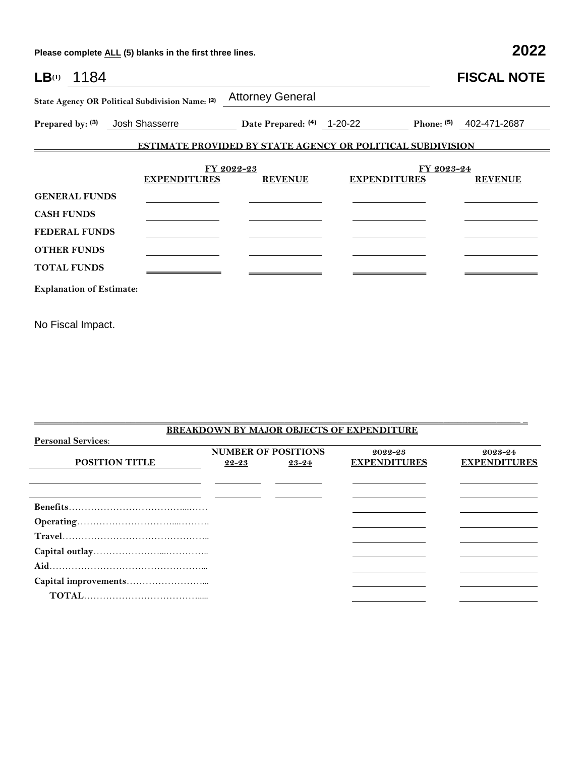Please complete ALL (5) blanks in the first three lines.

**2022**

**LB**(1) 1184

**FISCAL NOTE**

**State Agency OR Political Subdivision Name:** (2) Attorney General

**Prepared by:** (3) Josh Shasserre **Date Prepared:** (4) 1-20-22 **Phone:** (5) 402-471-2687

## ESTIMATE PROVIDED BY STATE AGENCY OR POLITICAL SUBDIVISION

| | FY 2022-23 | | FY 2023-24 | |
|---|---|---|---|---|
| | **EXPENDITURES** | **REVENUE** | **EXPENDITURES** | **REVENUE** |
| **GENERAL FUNDS** | | | | |
| **CASH FUNDS** | | | | |
| **FEDERAL FUNDS** | | | | |
| **OTHER FUNDS** | | | | |
| **TOTAL FUNDS** | | | | |

**Explanation of Estimate:**

No Fiscal Impact.

## BREAKDOWN BY MAJOR OBJECTS OF EXPENDITURE

**Personal Services:**

| POSITION TITLE | NUMBER OF POSITIONS 22-23 | NUMBER OF POSITIONS 23-24 | 2022-23 EXPENDITURES | 2023-24 EXPENDITURES |
|---|---|---|---|---|
| | | | | |
| | | | | |
| **Benefits** | | | | |
| **Operating** | | | | |
| **Travel** | | | | |
| **Capital outlay** | | | | |
| **Aid** | | | | |
| **Capital improvements** | | | | |
| **TOTAL** | | | | |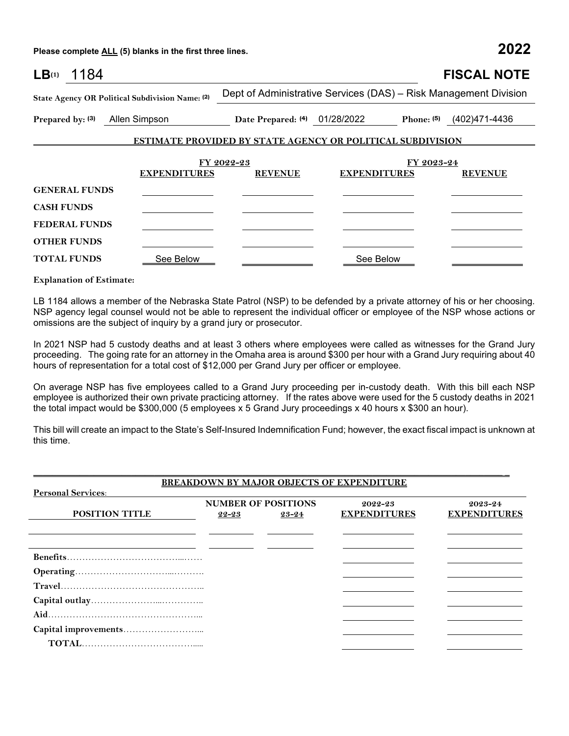Please complete ALL (5) blanks in the first three lines. **2022**

**LB(1)** 1184 **FISCAL NOTE**

**State Agency OR Political Subdivision Name: (2)** Dept of Administrative Services (DAS) – Risk Management Division

**Prepared by: (3)** Allen Simpson **Date Prepared: (4)** 01/28/2022 **Phone: (5)** (402)471-4436

**ESTIMATE PROVIDED BY STATE AGENCY OR POLITICAL SUBDIVISION**

| | FY 2022-23 | | FY 2023-24 | |
|---|---|---|---|---|
| | **EXPENDITURES** | **REVENUE** | **EXPENDITURES** | **REVENUE** |
| **GENERAL FUNDS** | | | | |
| **CASH FUNDS** | | | | |
| **FEDERAL FUNDS** | | | | |
| **OTHER FUNDS** | | | | |
| **TOTAL FUNDS** | See Below | | See Below | |

**Explanation of Estimate:**

LB 1184 allows a member of the Nebraska State Patrol (NSP) to be defended by a private attorney of his or her choosing. NSP agency legal counsel would not be able to represent the individual officer or employee of the NSP whose actions or omissions are the subject of inquiry by a grand jury or prosecutor.

In 2021 NSP had 5 custody deaths and at least 3 others where employees were called as witnesses for the Grand Jury proceeding. The going rate for an attorney in the Omaha area is around $300 per hour with a Grand Jury requiring about 40 hours of representation for a total cost of $12,000 per Grand Jury per officer or employee.

On average NSP has five employees called to a Grand Jury proceeding per in-custody death. With this bill each NSP employee is authorized their own private practicing attorney. If the rates above were used for the 5 custody deaths in 2021 the total impact would be $300,000 (5 employees x 5 Grand Jury proceedings x 40 hours x $300 an hour).

This bill will create an impact to the State's Self-Insured Indemnification Fund; however, the exact fiscal impact is unknown at this time.

**BREAKDOWN BY MAJOR OBJECTS OF EXPENDITURE**

**Personal Services:**

| POSITION TITLE | NUMBER OF POSITIONS 22-23 | NUMBER OF POSITIONS 23-24 | 2022-23 EXPENDITURES | 2023-24 EXPENDITURES |
|---|---|---|---|---|
| | | | | |
| | | | | |
| **Benefits** | | | | |
| **Operating** | | | | |
| **Travel** | | | | |
| **Capital outlay** | | | | |
| **Aid** | | | | |
| **Capital improvements** | | | | |
| **TOTAL** | | | | |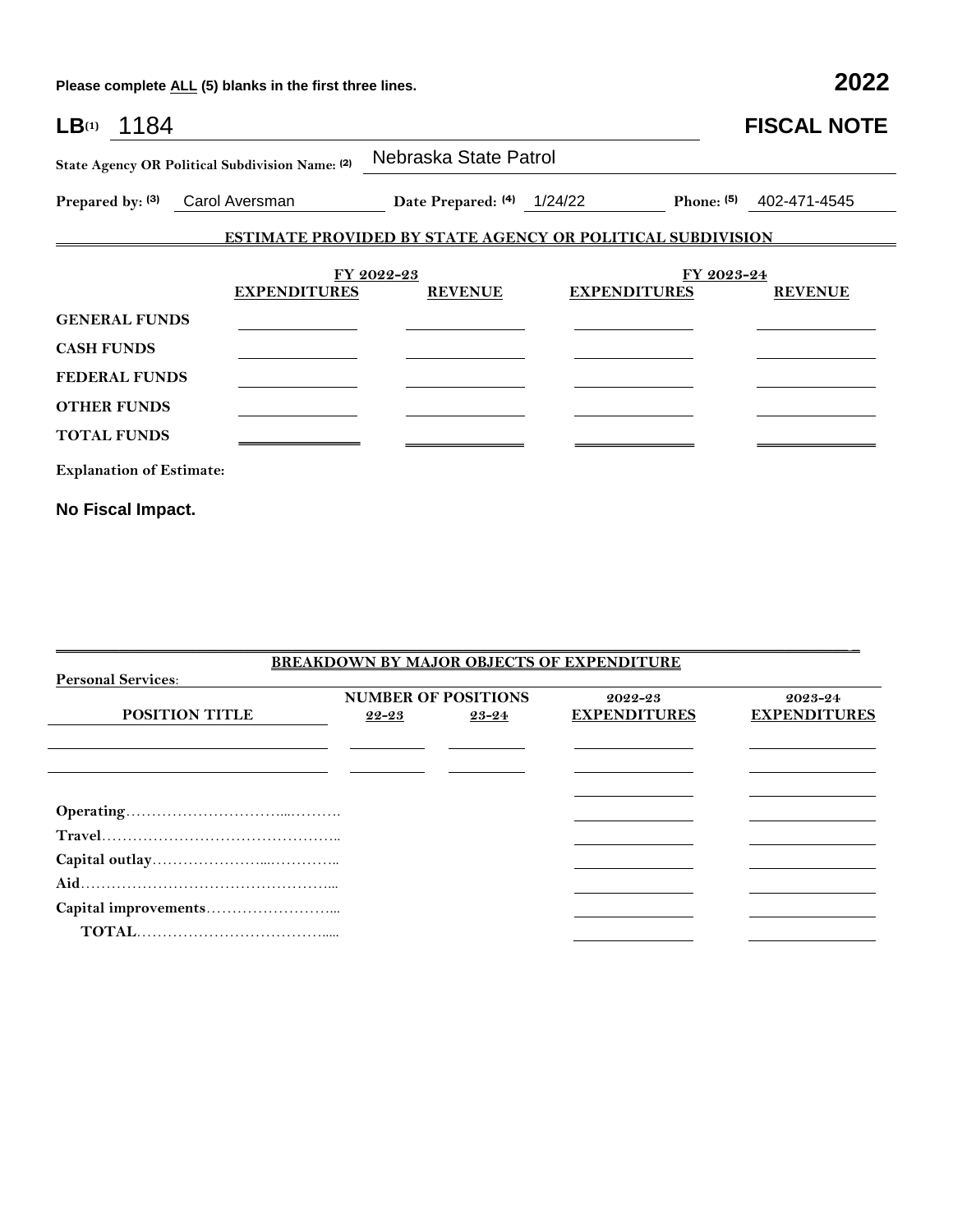Please complete ALL (5) blanks in the first three lines. **2022**

**LB**(1) 1184 **FISCAL NOTE**

State Agency OR Political Subdivision Name: (2) Nebraska State Patrol

Prepared by: (3) Carol Aversman Date Prepared: (4) 1/24/22 Phone: (5) 402-471-4545

## ESTIMATE PROVIDED BY STATE AGENCY OR POLITICAL SUBDIVISION

| | FY 2022-23 | | FY 2023-24 | |
|---|---|---|---|---|
| | **EXPENDITURES** | **REVENUE** | **EXPENDITURES** | **REVENUE** |
| **GENERAL FUNDS** | | | | |
| **CASH FUNDS** | | | | |
| **FEDERAL FUNDS** | | | | |
| **OTHER FUNDS** | | | | |
| **TOTAL FUNDS** | | | | |

**Explanation of Estimate:**

**No Fiscal Impact.**

## BREAKDOWN BY MAJOR OBJECTS OF EXPENDITURE

**Personal Services:**

| POSITION TITLE | NUMBER OF POSITIONS 22-23 | 23-24 | 2022-23 EXPENDITURES | 2023-24 EXPENDITURES |
|---|---|---|---|---|
| | | | | |
| | | | | |
| | | | | |
| **Operating** | | | | |
| **Travel** | | | | |
| **Capital outlay** | | | | |
| **Aid** | | | | |
| **Capital improvements** | | | | |
| **TOTAL** | | | | |